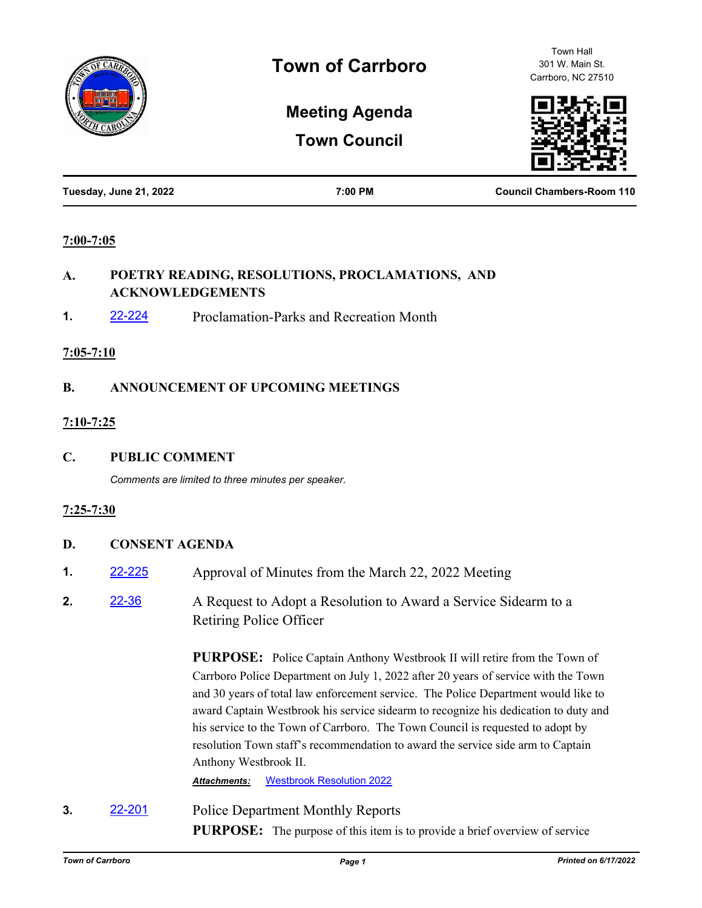# Town of Carrboro

Town Hall
301 W. Main St.
Carrboro, NC 27510

## Meeting Agenda

## Town Council

**Tuesday, June 21, 2022** | **7:00 PM** | **Council Chambers-Room 110**

**7:00-7:05**

**A. POETRY READING, RESOLUTIONS, PROCLAMATIONS, AND ACKNOWLEDGEMENTS**

**1.** 22-224 Proclamation-Parks and Recreation Month

**7:05-7:10**

**B. ANNOUNCEMENT OF UPCOMING MEETINGS**

**7:10-7:25**

**C. PUBLIC COMMENT**

*Comments are limited to three minutes per speaker.*

**7:25-7:30**

**D. CONSENT AGENDA**

**1.** 22-225 Approval of Minutes from the March 22, 2022 Meeting

**2.** 22-36 A Request to Adopt a Resolution to Award a Service Sidearm to a Retiring Police Officer

**PURPOSE:** Police Captain Anthony Westbrook II will retire from the Town of Carrboro Police Department on July 1, 2022 after 20 years of service with the Town and 30 years of total law enforcement service. The Police Department would like to award Captain Westbrook his service sidearm to recognize his dedication to duty and his service to the Town of Carrboro. The Town Council is requested to adopt by resolution Town staff's recommendation to award the service side arm to Captain Anthony Westbrook II.

***Attachments:*** Westbrook Resolution 2022

**3.** 22-201 Police Department Monthly Reports

**PURPOSE:** The purpose of this item is to provide a brief overview of service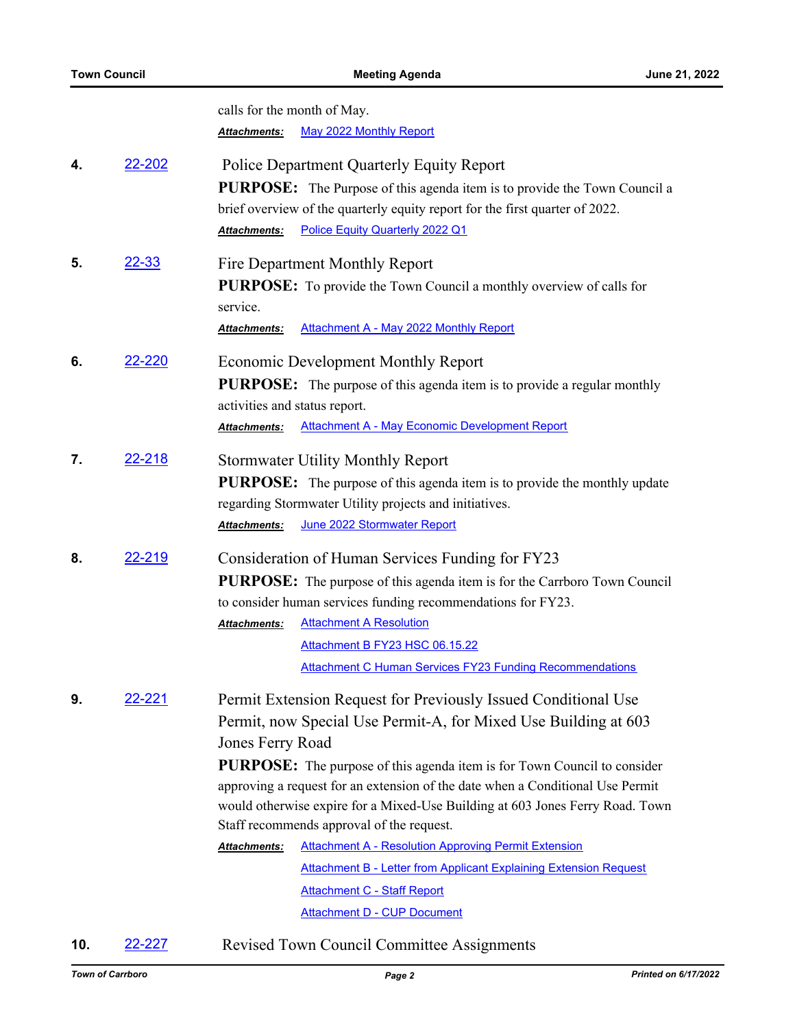calls for the month of May.

***Attachments:*** May 2022 Monthly Report

**4.** 22-202 Police Department Quarterly Equity Report

**PURPOSE:** The Purpose of this agenda item is to provide the Town Council a brief overview of the quarterly equity report for the first quarter of 2022.

***Attachments:*** Police Equity Quarterly 2022 Q1

**5.** 22-33 Fire Department Monthly Report

**PURPOSE:** To provide the Town Council a monthly overview of calls for service.

***Attachments:*** Attachment A - May 2022 Monthly Report

**6.** 22-220 Economic Development Monthly Report

**PURPOSE:** The purpose of this agenda item is to provide a regular monthly activities and status report.

***Attachments:*** Attachment A - May Economic Development Report

**7.** 22-218 Stormwater Utility Monthly Report

**PURPOSE:** The purpose of this agenda item is to provide the monthly update regarding Stormwater Utility projects and initiatives.

***Attachments:*** June 2022 Stormwater Report

**8.** 22-219 Consideration of Human Services Funding for FY23

**PURPOSE:** The purpose of this agenda item is for the Carrboro Town Council to consider human services funding recommendations for FY23.

***Attachments:*** Attachment A Resolution

Attachment B FY23 HSC 06.15.22

Attachment C Human Services FY23 Funding Recommendations

**9.** 22-221 Permit Extension Request for Previously Issued Conditional Use Permit, now Special Use Permit-A, for Mixed Use Building at 603 Jones Ferry Road

**PURPOSE:** The purpose of this agenda item is for Town Council to consider approving a request for an extension of the date when a Conditional Use Permit would otherwise expire for a Mixed-Use Building at 603 Jones Ferry Road. Town Staff recommends approval of the request.

***Attachments:*** Attachment A - Resolution Approving Permit Extension

Attachment B - Letter from Applicant Explaining Extension Request

Attachment C - Staff Report

Attachment D - CUP Document

**10.** 22-227 Revised Town Council Committee Assignments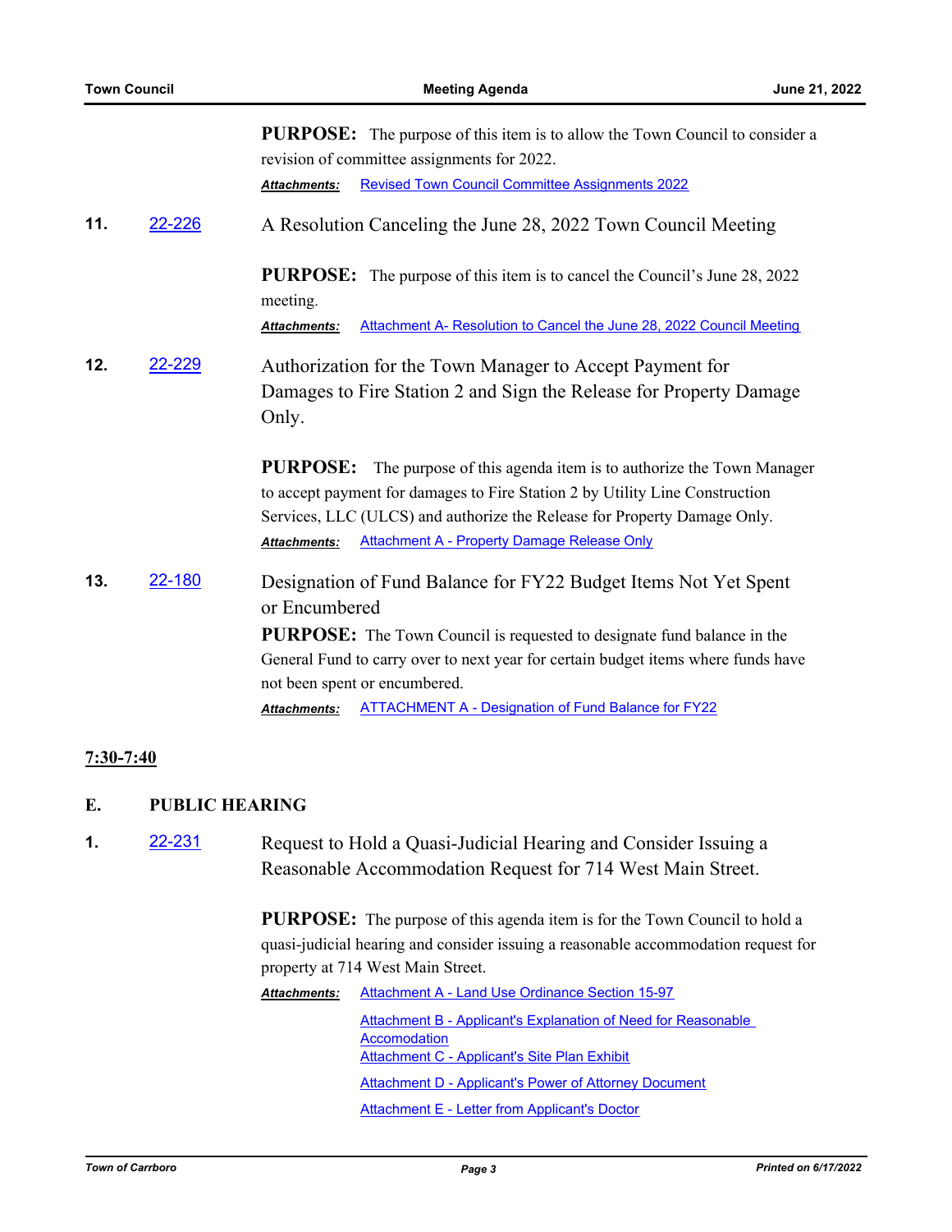**PURPOSE:** The purpose of this item is to allow the Town Council to consider a revision of committee assignments for 2022.

***Attachments:*** Revised Town Council Committee Assignments 2022

**11.** 22-226 A Resolution Canceling the June 28, 2022 Town Council Meeting

**PURPOSE:** The purpose of this item is to cancel the Council's June 28, 2022 meeting.

***Attachments:*** Attachment A- Resolution to Cancel the June 28, 2022 Council Meeting

**12.** 22-229 Authorization for the Town Manager to Accept Payment for Damages to Fire Station 2 and Sign the Release for Property Damage Only.

**PURPOSE:** The purpose of this agenda item is to authorize the Town Manager to accept payment for damages to Fire Station 2 by Utility Line Construction Services, LLC (ULCS) and authorize the Release for Property Damage Only.

***Attachments:*** Attachment A - Property Damage Release Only

**13.** 22-180 Designation of Fund Balance for FY22 Budget Items Not Yet Spent or Encumbered

**PURPOSE:** The Town Council is requested to designate fund balance in the General Fund to carry over to next year for certain budget items where funds have not been spent or encumbered.

***Attachments:*** ATTACHMENT A - Designation of Fund Balance for FY22

**7:30-7:40**

## E. PUBLIC HEARING

**1.** 22-231 Request to Hold a Quasi-Judicial Hearing and Consider Issuing a Reasonable Accommodation Request for 714 West Main Street.

**PURPOSE:** The purpose of this agenda item is for the Town Council to hold a quasi-judicial hearing and consider issuing a reasonable accommodation request for property at 714 West Main Street.

***Attachments:*** Attachment A - Land Use Ordinance Section 15-97

Attachment B - Applicant's Explanation of Need for Reasonable Accomodation

Attachment C - Applicant's Site Plan Exhibit

Attachment D - Applicant's Power of Attorney Document

Attachment E - Letter from Applicant's Doctor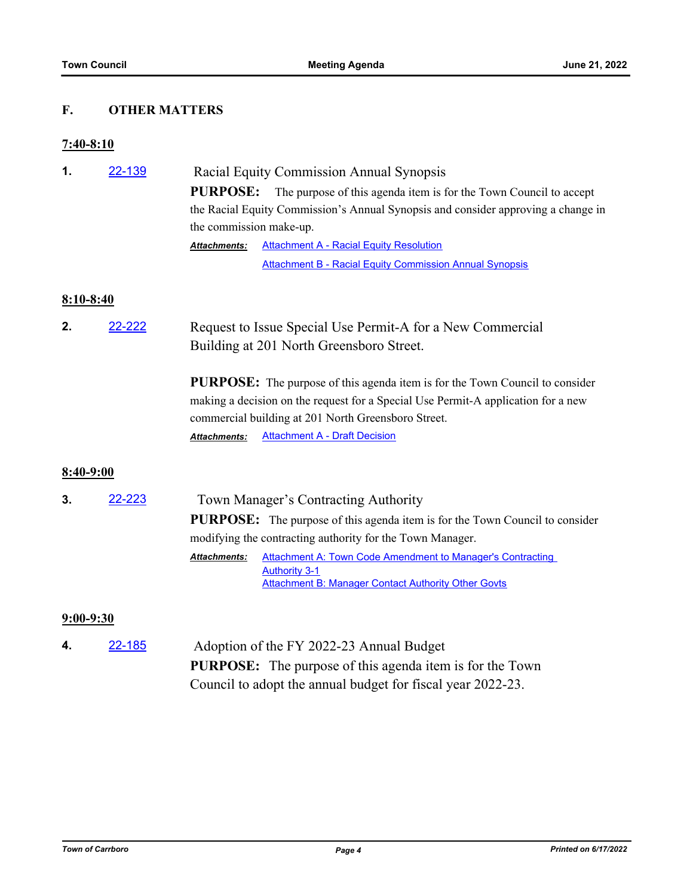## F. OTHER MATTERS

**7:40-8:10**

**1.** 22-139 Racial Equity Commission Annual Synopsis

**PURPOSE:** The purpose of this agenda item is for the Town Council to accept the Racial Equity Commission's Annual Synopsis and consider approving a change in the commission make-up.

***Attachments:*** Attachment A - Racial Equity Resolution
Attachment B - Racial Equity Commission Annual Synopsis

**8:10-8:40**

**2.** 22-222 Request to Issue Special Use Permit-A for a New Commercial Building at 201 North Greensboro Street.

**PURPOSE:** The purpose of this agenda item is for the Town Council to consider making a decision on the request for a Special Use Permit-A application for a new commercial building at 201 North Greensboro Street.

***Attachments:*** Attachment A - Draft Decision

**8:40-9:00**

**3.** 22-223 Town Manager's Contracting Authority

**PURPOSE:** The purpose of this agenda item is for the Town Council to consider modifying the contracting authority for the Town Manager.

***Attachments:*** Attachment A: Town Code Amendment to Manager's Contracting Authority 3-1
Attachment B: Manager Contact Authority Other Govts

**9:00-9:30**

**4.** 22-185 Adoption of the FY 2022-23 Annual Budget

**PURPOSE:** The purpose of this agenda item is for the Town Council to adopt the annual budget for fiscal year 2022-23.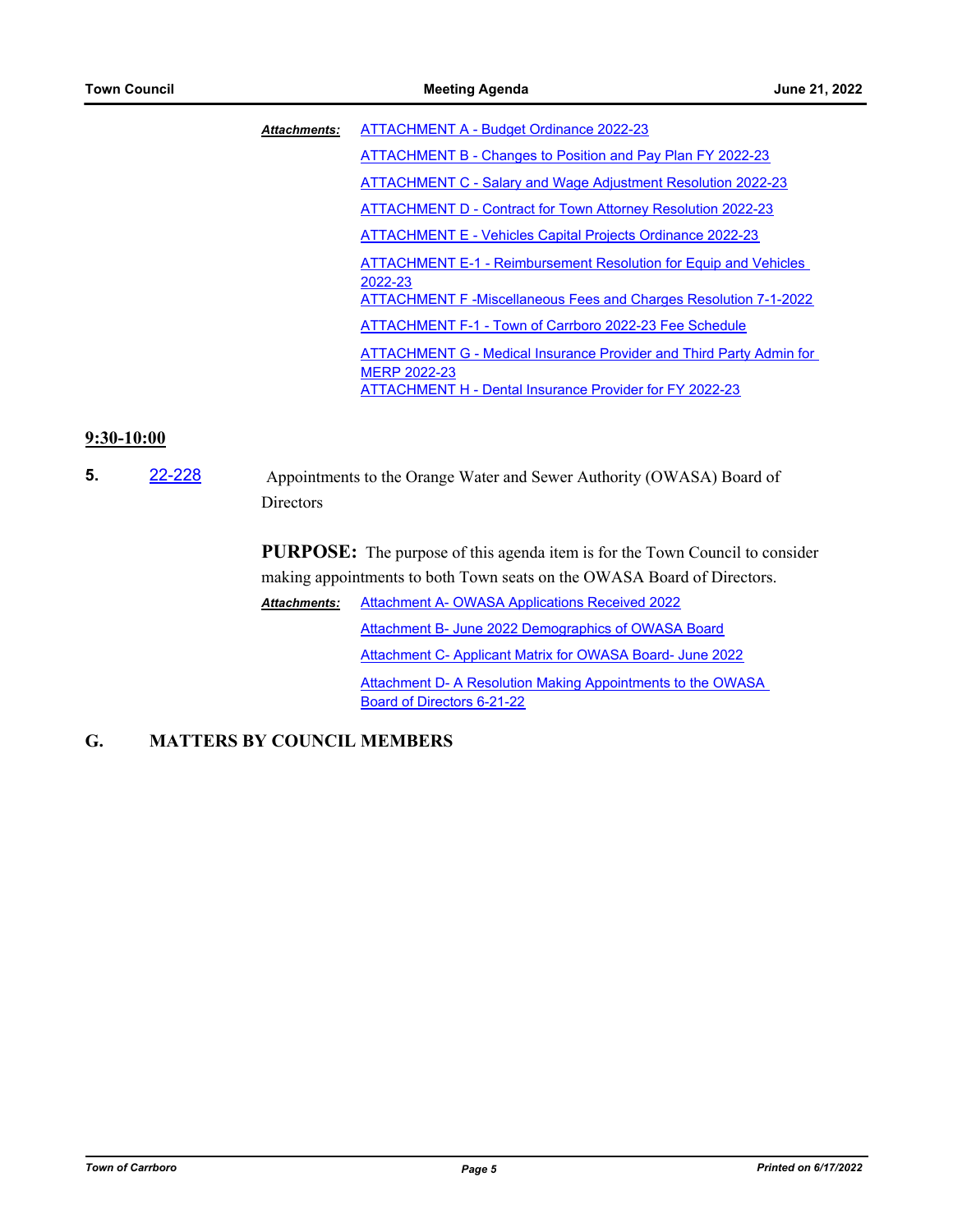***Attachments:*** ATTACHMENT A - Budget Ordinance 2022-23

ATTACHMENT B - Changes to Position and Pay Plan FY 2022-23

ATTACHMENT C - Salary and Wage Adjustment Resolution 2022-23

ATTACHMENT D - Contract for Town Attorney Resolution 2022-23

ATTACHMENT E - Vehicles Capital Projects Ordinance 2022-23

ATTACHMENT E-1 - Reimbursement Resolution for Equip and Vehicles 2022-23

ATTACHMENT F -Miscellaneous Fees and Charges Resolution 7-1-2022

ATTACHMENT F-1 - Town of Carrboro 2022-23 Fee Schedule

ATTACHMENT G - Medical Insurance Provider and Third Party Admin for MERP 2022-23

ATTACHMENT H - Dental Insurance Provider for FY 2022-23

**9:30-10:00**

**5.** 22-228 Appointments to the Orange Water and Sewer Authority (OWASA) Board of Directors

**PURPOSE:** The purpose of this agenda item is for the Town Council to consider making appointments to both Town seats on the OWASA Board of Directors.

***Attachments:*** Attachment A- OWASA Applications Received 2022

Attachment B- June 2022 Demographics of OWASA Board

Attachment C- Applicant Matrix for OWASA Board- June 2022

Attachment D- A Resolution Making Appointments to the OWASA Board of Directors 6-21-22

## G. MATTERS BY COUNCIL MEMBERS